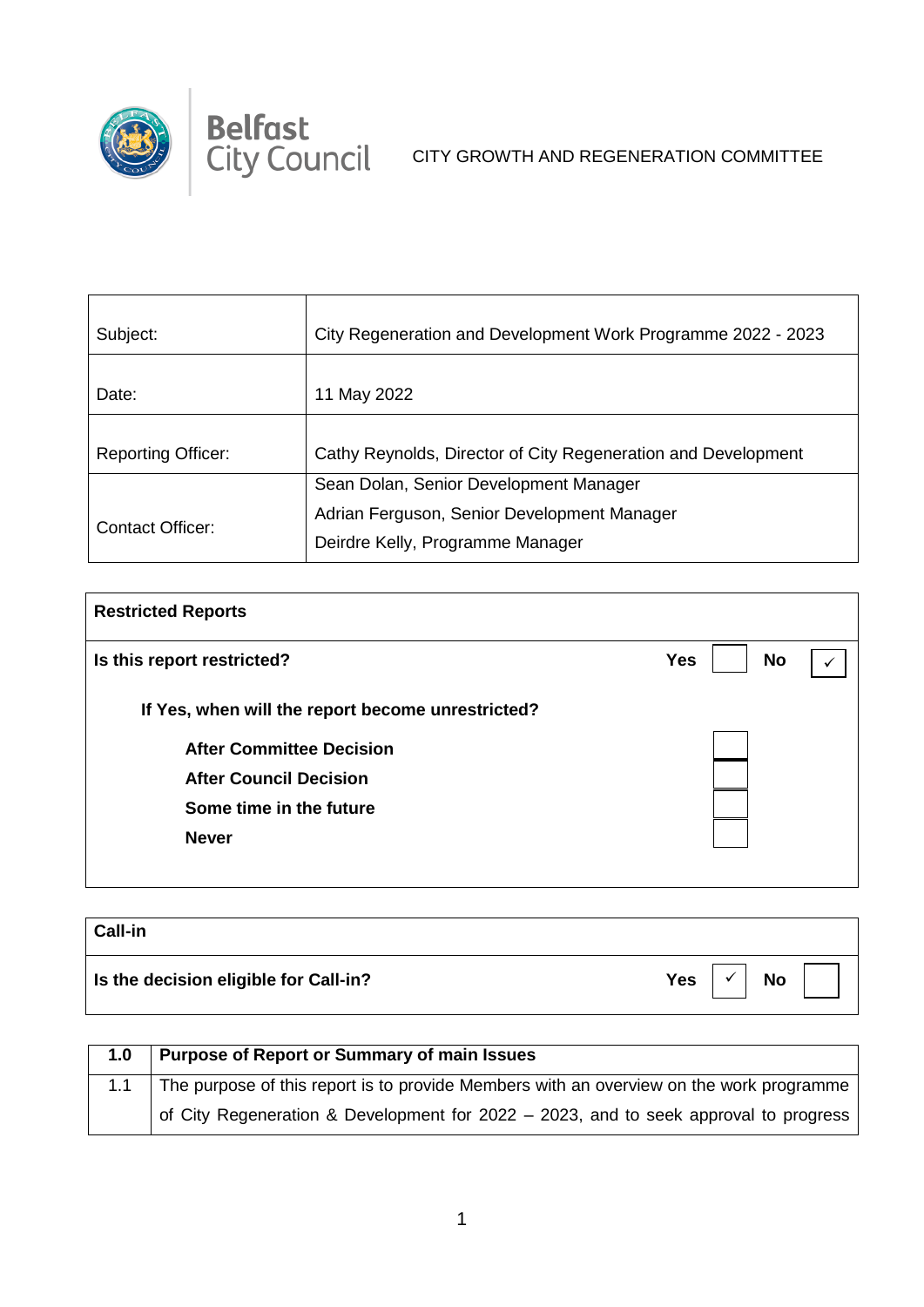Belfast City Council

CITY GROWTH AND REGENERATION COMMITTEE

| Subject: | City Regeneration and Development Work Programme 2022 - 2023 |
|---|---|
| Date: | 11 May 2022 |
| Reporting Officer: | Cathy Reynolds, Director of City Regeneration and Development |
| Contact Officer: | Sean Dolan, Senior Development Manager<br>Adrian Ferguson, Senior Development Manager<br>Deirdre Kelly, Programme Manager |

| **Restricted Reports** | | | | |
|---|---|---|---|---|
| **Is this report restricted?** | **Yes** | | **No** | ✓ |
| **If Yes, when will the report become unrestricted?** | | | | |
| **After Committee Decision** | | | | |
| **After Council Decision** | | | | |
| **Some time in the future** | | | | |
| **Never** | | | | |

| **Call-in** | | | | |
|---|---|---|---|---|
| **Is the decision eligible for Call-in?** | **Yes** | ✓ | **No** | |

| **1.0** | **Purpose of Report or Summary of main Issues** |
|---|---|
| 1.1 | The purpose of this report is to provide Members with an overview on the work programme of City Regeneration & Development for 2022 – 2023, and to seek approval to progress |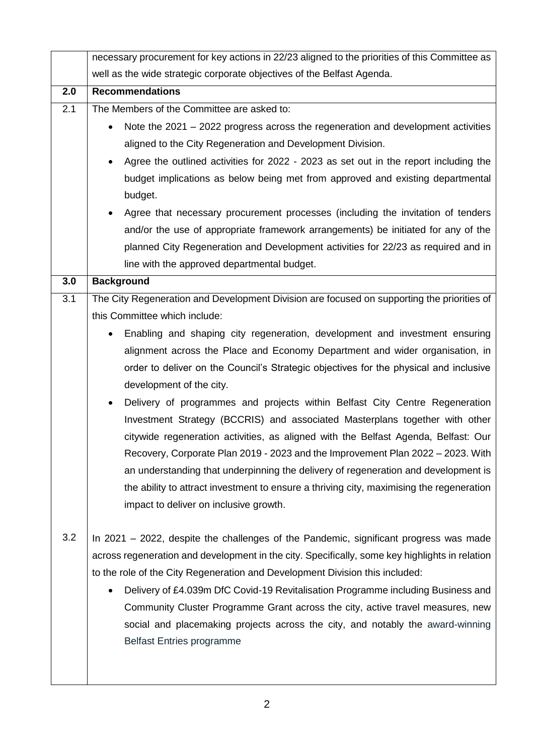| | |
|---|---|
| | necessary procurement for key actions in 22/23 aligned to the priorities of this Committee as well as the wide strategic corporate objectives of the Belfast Agenda. |
| **2.0** | **Recommendations** |
| 2.1 | The Members of the Committee are asked to:<br>• Note the 2021 – 2022 progress across the regeneration and development activities aligned to the City Regeneration and Development Division.<br>• Agree the outlined activities for 2022 - 2023 as set out in the report including the budget implications as below being met from approved and existing departmental budget.<br>• Agree that necessary procurement processes (including the invitation of tenders and/or the use of appropriate framework arrangements) be initiated for any of the planned City Regeneration and Development activities for 22/23 as required and in line with the approved departmental budget. |
| **3.0** | **Background** |
| 3.1 | The City Regeneration and Development Division are focused on supporting the priorities of this Committee which include:<br>• Enabling and shaping city regeneration, development and investment ensuring alignment across the Place and Economy Department and wider organisation, in order to deliver on the Council's Strategic objectives for the physical and inclusive development of the city.<br>• Delivery of programmes and projects within Belfast City Centre Regeneration Investment Strategy (BCCRIS) and associated Masterplans together with other citywide regeneration activities, as aligned with the Belfast Agenda, Belfast: Our Recovery, Corporate Plan 2019 - 2023 and the Improvement Plan 2022 – 2023. With an understanding that underpinning the delivery of regeneration and development is the ability to attract investment to ensure a thriving city, maximising the regeneration impact to deliver on inclusive growth. |
| 3.2 | In 2021 – 2022, despite the challenges of the Pandemic, significant progress was made across regeneration and development in the city. Specifically, some key highlights in relation to the role of the City Regeneration and Development Division this included:<br>• Delivery of £4.039m DfC Covid-19 Revitalisation Programme including Business and Community Cluster Programme Grant across the city, active travel measures, new social and placemaking projects across the city, and notably the award-winning Belfast Entries programme |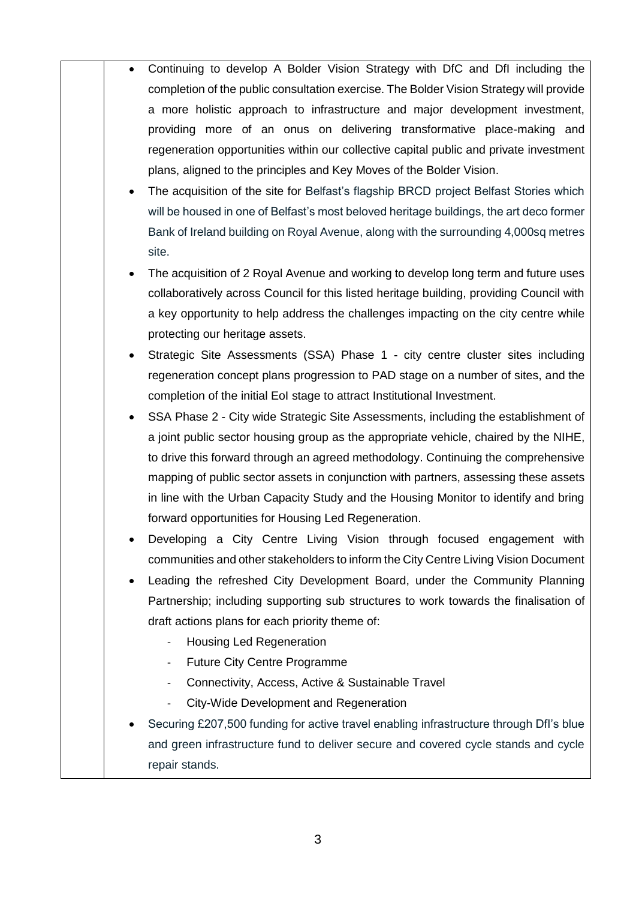- Continuing to develop A Bolder Vision Strategy with DfC and DfI including the completion of the public consultation exercise. The Bolder Vision Strategy will provide a more holistic approach to infrastructure and major development investment, providing more of an onus on delivering transformative place-making and regeneration opportunities within our collective capital public and private investment plans, aligned to the principles and Key Moves of the Bolder Vision.
- The acquisition of the site for Belfast's flagship BRCD project Belfast Stories which will be housed in one of Belfast's most beloved heritage buildings, the art deco former Bank of Ireland building on Royal Avenue, along with the surrounding 4,000sq metres site.
- The acquisition of 2 Royal Avenue and working to develop long term and future uses collaboratively across Council for this listed heritage building, providing Council with a key opportunity to help address the challenges impacting on the city centre while protecting our heritage assets.
- Strategic Site Assessments (SSA) Phase 1 - city centre cluster sites including regeneration concept plans progression to PAD stage on a number of sites, and the completion of the initial EoI stage to attract Institutional Investment.
- SSA Phase 2 - City wide Strategic Site Assessments, including the establishment of a joint public sector housing group as the appropriate vehicle, chaired by the NIHE, to drive this forward through an agreed methodology. Continuing the comprehensive mapping of public sector assets in conjunction with partners, assessing these assets in line with the Urban Capacity Study and the Housing Monitor to identify and bring forward opportunities for Housing Led Regeneration.
- Developing a City Centre Living Vision through focused engagement with communities and other stakeholders to inform the City Centre Living Vision Document
- Leading the refreshed City Development Board, under the Community Planning Partnership; including supporting sub structures to work towards the finalisation of draft actions plans for each priority theme of:
  - Housing Led Regeneration
  - Future City Centre Programme
  - Connectivity, Access, Active & Sustainable Travel
  - City-Wide Development and Regeneration
- Securing £207,500 funding for active travel enabling infrastructure through DfI's blue and green infrastructure fund to deliver secure and covered cycle stands and cycle repair stands.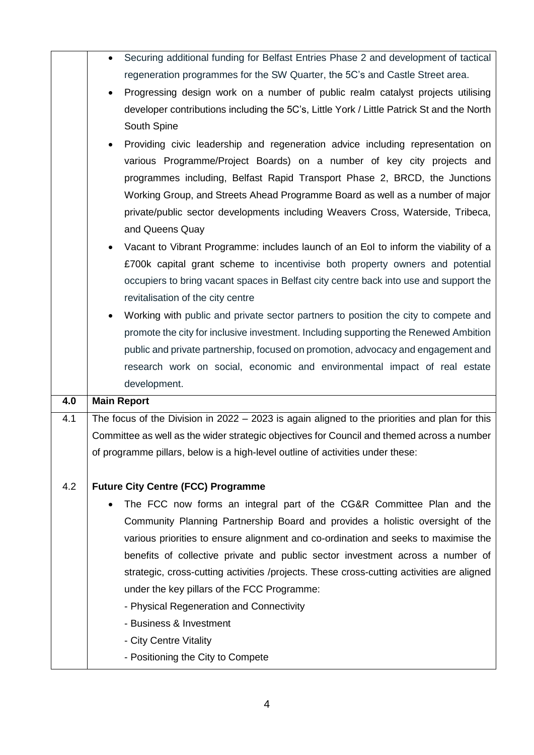| | |
|---|---|
| | • Securing additional funding for Belfast Entries Phase 2 and development of tactical regeneration programmes for the SW Quarter, the 5C's and Castle Street area.<br>• Progressing design work on a number of public realm catalyst projects utilising developer contributions including the 5C's, Little York / Little Patrick St and the North South Spine<br>• Providing civic leadership and regeneration advice including representation on various Programme/Project Boards) on a number of key city projects and programmes including, Belfast Rapid Transport Phase 2, BRCD, the Junctions Working Group, and Streets Ahead Programme Board as well as a number of major private/public sector developments including Weavers Cross, Waterside, Tribeca, and Queens Quay<br>• Vacant to Vibrant Programme: includes launch of an EoI to inform the viability of a £700k capital grant scheme to incentivise both property owners and potential occupiers to bring vacant spaces in Belfast city centre back into use and support the revitalisation of the city centre<br>• Working with public and private sector partners to position the city to compete and promote the city for inclusive investment. Including supporting the Renewed Ambition public and private partnership, focused on promotion, advocacy and engagement and research work on social, economic and environmental impact of real estate development. |
| **4.0** | **Main Report** |
| 4.1<br><br><br><br>4.2 | The focus of the Division in 2022 – 2023 is again aligned to the priorities and plan for this Committee as well as the wider strategic objectives for Council and themed across a number of programme pillars, below is a high-level outline of activities under these:<br><br>**Future City Centre (FCC) Programme**<br>• The FCC now forms an integral part of the CG&R Committee Plan and the Community Planning Partnership Board and provides a holistic oversight of the various priorities to ensure alignment and co-ordination and seeks to maximise the benefits of collective private and public sector investment across a number of strategic, cross-cutting activities /projects. These cross-cutting activities are aligned under the key pillars of the FCC Programme:<br>- Physical Regeneration and Connectivity<br>- Business & Investment<br>- City Centre Vitality<br>- Positioning the City to Compete |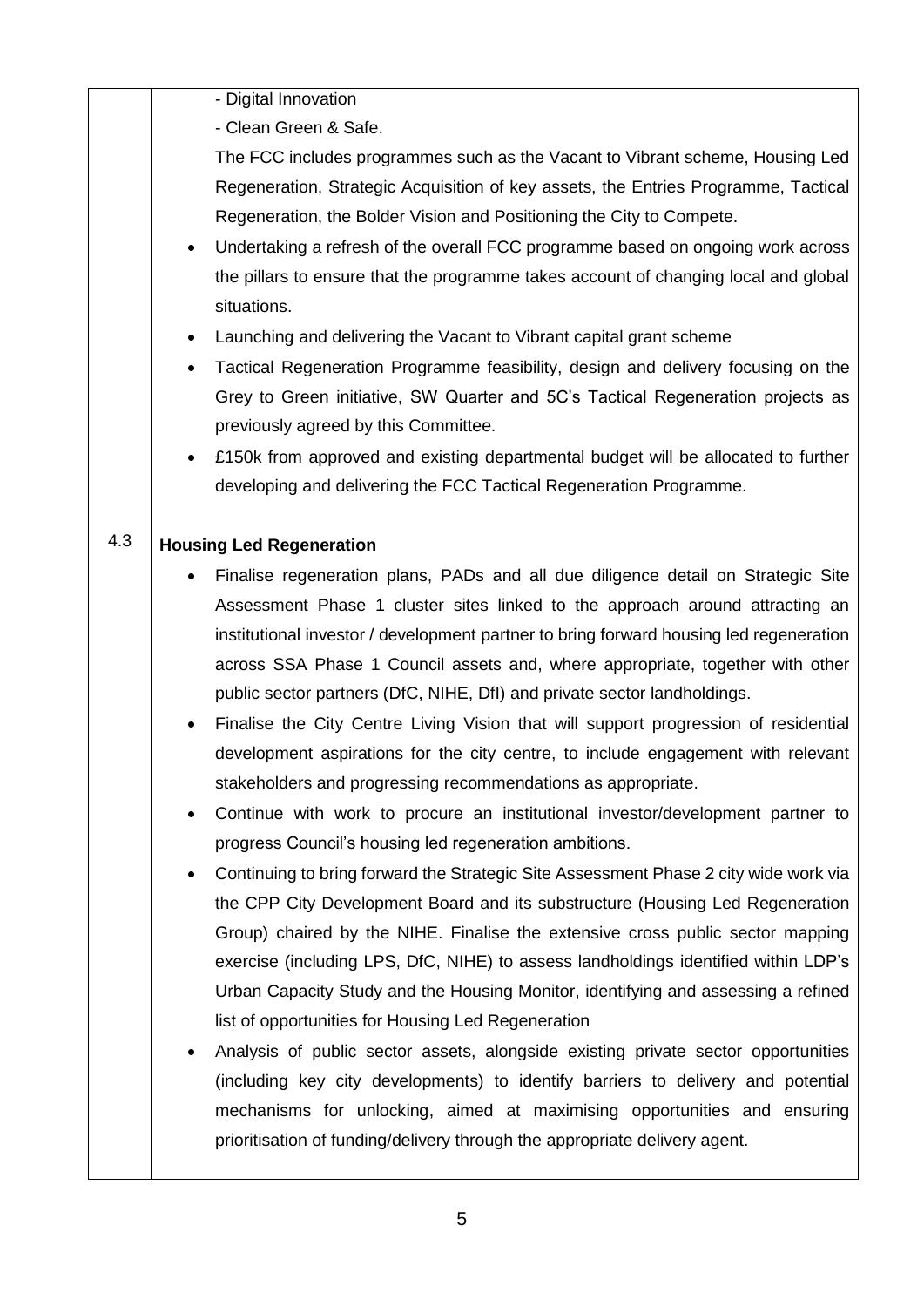- Digital Innovation
- Clean Green & Safe.

The FCC includes programmes such as the Vacant to Vibrant scheme, Housing Led Regeneration, Strategic Acquisition of key assets, the Entries Programme, Tactical Regeneration, the Bolder Vision and Positioning the City to Compete.

- Undertaking a refresh of the overall FCC programme based on ongoing work across the pillars to ensure that the programme takes account of changing local and global situations.
- Launching and delivering the Vacant to Vibrant capital grant scheme
- Tactical Regeneration Programme feasibility, design and delivery focusing on the Grey to Green initiative, SW Quarter and 5C's Tactical Regeneration projects as previously agreed by this Committee.
- £150k from approved and existing departmental budget will be allocated to further developing and delivering the FCC Tactical Regeneration Programme.

4.3 **Housing Led Regeneration**

- Finalise regeneration plans, PADs and all due diligence detail on Strategic Site Assessment Phase 1 cluster sites linked to the approach around attracting an institutional investor / development partner to bring forward housing led regeneration across SSA Phase 1 Council assets and, where appropriate, together with other public sector partners (DfC, NIHE, DfI) and private sector landholdings.
- Finalise the City Centre Living Vision that will support progression of residential development aspirations for the city centre, to include engagement with relevant stakeholders and progressing recommendations as appropriate.
- Continue with work to procure an institutional investor/development partner to progress Council's housing led regeneration ambitions.
- Continuing to bring forward the Strategic Site Assessment Phase 2 city wide work via the CPP City Development Board and its substructure (Housing Led Regeneration Group) chaired by the NIHE. Finalise the extensive cross public sector mapping exercise (including LPS, DfC, NIHE) to assess landholdings identified within LDP's Urban Capacity Study and the Housing Monitor, identifying and assessing a refined list of opportunities for Housing Led Regeneration
- Analysis of public sector assets, alongside existing private sector opportunities (including key city developments) to identify barriers to delivery and potential mechanisms for unlocking, aimed at maximising opportunities and ensuring prioritisation of funding/delivery through the appropriate delivery agent.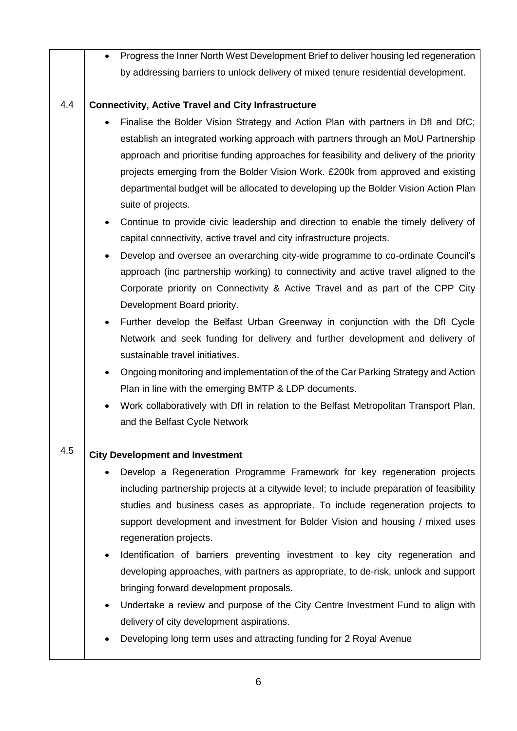- Progress the Inner North West Development Brief to deliver housing led regeneration by addressing barriers to unlock delivery of mixed tenure residential development.

4.4 **Connectivity, Active Travel and City Infrastructure**

- Finalise the Bolder Vision Strategy and Action Plan with partners in DfI and DfC; establish an integrated working approach with partners through an MoU Partnership approach and prioritise funding approaches for feasibility and delivery of the priority projects emerging from the Bolder Vision Work. £200k from approved and existing departmental budget will be allocated to developing up the Bolder Vision Action Plan suite of projects.
- Continue to provide civic leadership and direction to enable the timely delivery of capital connectivity, active travel and city infrastructure projects.
- Develop and oversee an overarching city-wide programme to co-ordinate Council's approach (inc partnership working) to connectivity and active travel aligned to the Corporate priority on Connectivity & Active Travel and as part of the CPP City Development Board priority.
- Further develop the Belfast Urban Greenway in conjunction with the DfI Cycle Network and seek funding for delivery and further development and delivery of sustainable travel initiatives.
- Ongoing monitoring and implementation of the of the Car Parking Strategy and Action Plan in line with the emerging BMTP & LDP documents.
- Work collaboratively with DfI in relation to the Belfast Metropolitan Transport Plan, and the Belfast Cycle Network

4.5 **City Development and Investment**

- Develop a Regeneration Programme Framework for key regeneration projects including partnership projects at a citywide level; to include preparation of feasibility studies and business cases as appropriate. To include regeneration projects to support development and investment for Bolder Vision and housing / mixed uses regeneration projects.
- Identification of barriers preventing investment to key city regeneration and developing approaches, with partners as appropriate, to de-risk, unlock and support bringing forward development proposals.
- Undertake a review and purpose of the City Centre Investment Fund to align with delivery of city development aspirations.
- Developing long term uses and attracting funding for 2 Royal Avenue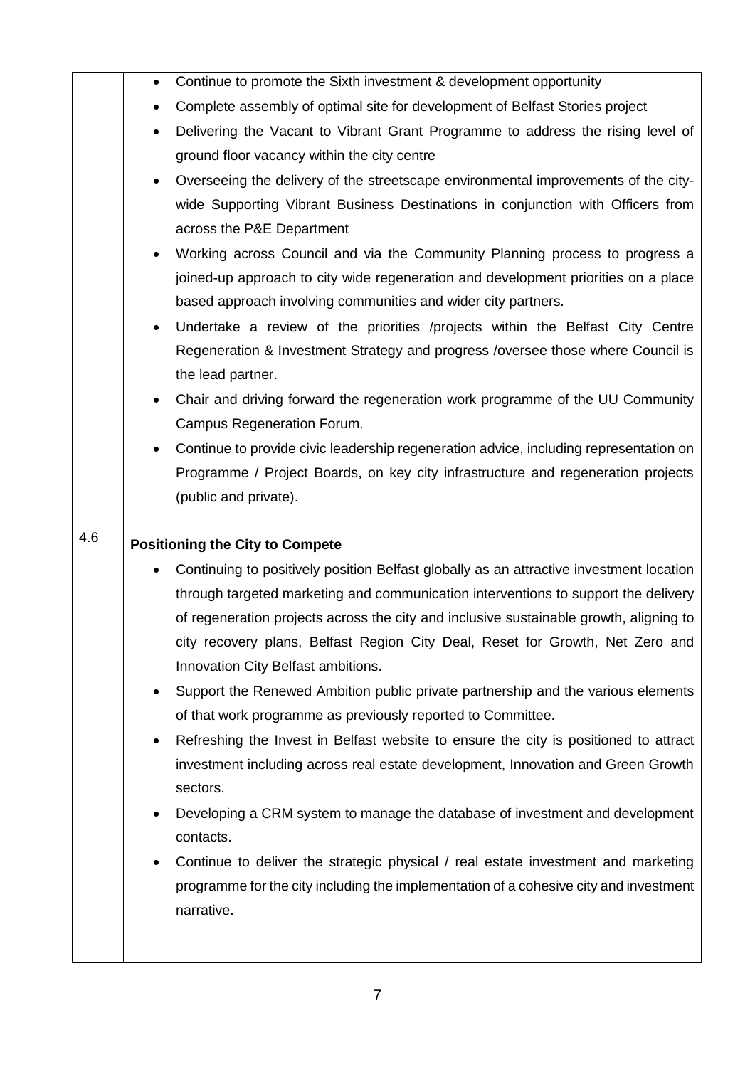- Continue to promote the Sixth investment & development opportunity
- Complete assembly of optimal site for development of Belfast Stories project
- Delivering the Vacant to Vibrant Grant Programme to address the rising level of ground floor vacancy within the city centre
- Overseeing the delivery of the streetscape environmental improvements of the city-wide Supporting Vibrant Business Destinations in conjunction with Officers from across the P&E Department
- Working across Council and via the Community Planning process to progress a joined-up approach to city wide regeneration and development priorities on a place based approach involving communities and wider city partners.
- Undertake a review of the priorities /projects within the Belfast City Centre Regeneration & Investment Strategy and progress /oversee those where Council is the lead partner.
- Chair and driving forward the regeneration work programme of the UU Community Campus Regeneration Forum.
- Continue to provide civic leadership regeneration advice, including representation on Programme / Project Boards, on key city infrastructure and regeneration projects (public and private).

4.6 **Positioning the City to Compete**

- Continuing to positively position Belfast globally as an attractive investment location through targeted marketing and communication interventions to support the delivery of regeneration projects across the city and inclusive sustainable growth, aligning to city recovery plans, Belfast Region City Deal, Reset for Growth, Net Zero and Innovation City Belfast ambitions.
- Support the Renewed Ambition public private partnership and the various elements of that work programme as previously reported to Committee.
- Refreshing the Invest in Belfast website to ensure the city is positioned to attract investment including across real estate development, Innovation and Green Growth sectors.
- Developing a CRM system to manage the database of investment and development contacts.
- Continue to deliver the strategic physical / real estate investment and marketing programme for the city including the implementation of a cohesive city and investment narrative.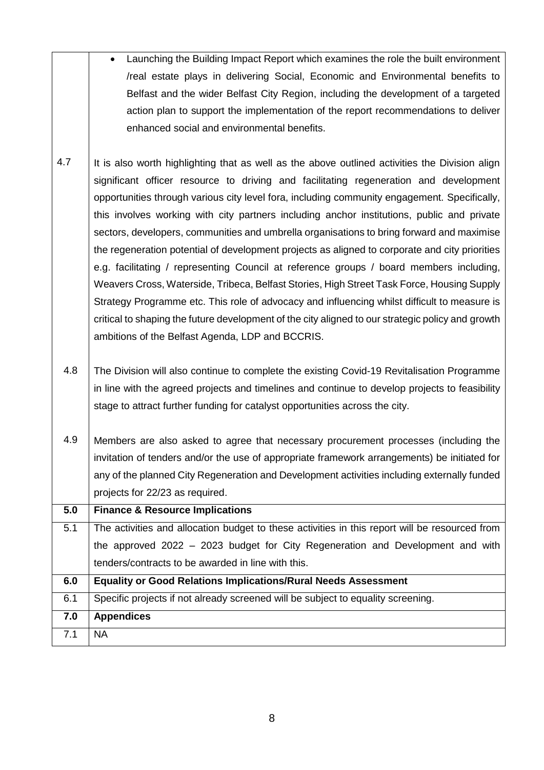| | |
|---|---|
| | • Launching the Building Impact Report which examines the role the built environment /real estate plays in delivering Social, Economic and Environmental benefits to Belfast and the wider Belfast City Region, including the development of a targeted action plan to support the implementation of the report recommendations to deliver enhanced social and environmental benefits. |
| 4.7 | It is also worth highlighting that as well as the above outlined activities the Division align significant officer resource to driving and facilitating regeneration and development opportunities through various city level fora, including community engagement. Specifically, this involves working with city partners including anchor institutions, public and private sectors, developers, communities and umbrella organisations to bring forward and maximise the regeneration potential of development projects as aligned to corporate and city priorities e.g. facilitating / representing Council at reference groups / board members including, Weavers Cross, Waterside, Tribeca, Belfast Stories, High Street Task Force, Housing Supply Strategy Programme etc. This role of advocacy and influencing whilst difficult to measure is critical to shaping the future development of the city aligned to our strategic policy and growth ambitions of the Belfast Agenda, LDP and BCCRIS. |
| 4.8 | The Division will also continue to complete the existing Covid-19 Revitalisation Programme in line with the agreed projects and timelines and continue to develop projects to feasibility stage to attract further funding for catalyst opportunities across the city. |
| 4.9 | Members are also asked to agree that necessary procurement processes (including the invitation of tenders and/or the use of appropriate framework arrangements) be initiated for any of the planned City Regeneration and Development activities including externally funded projects for 22/23 as required. |
| **5.0** | **Finance & Resource Implications** |
| 5.1 | The activities and allocation budget to these activities in this report will be resourced from the approved 2022 – 2023 budget for City Regeneration and Development and with tenders/contracts to be awarded in line with this. |
| **6.0** | **Equality or Good Relations Implications/Rural Needs Assessment** |
| 6.1 | Specific projects if not already screened will be subject to equality screening. |
| **7.0** | **Appendices** |
| 7.1 | NA |